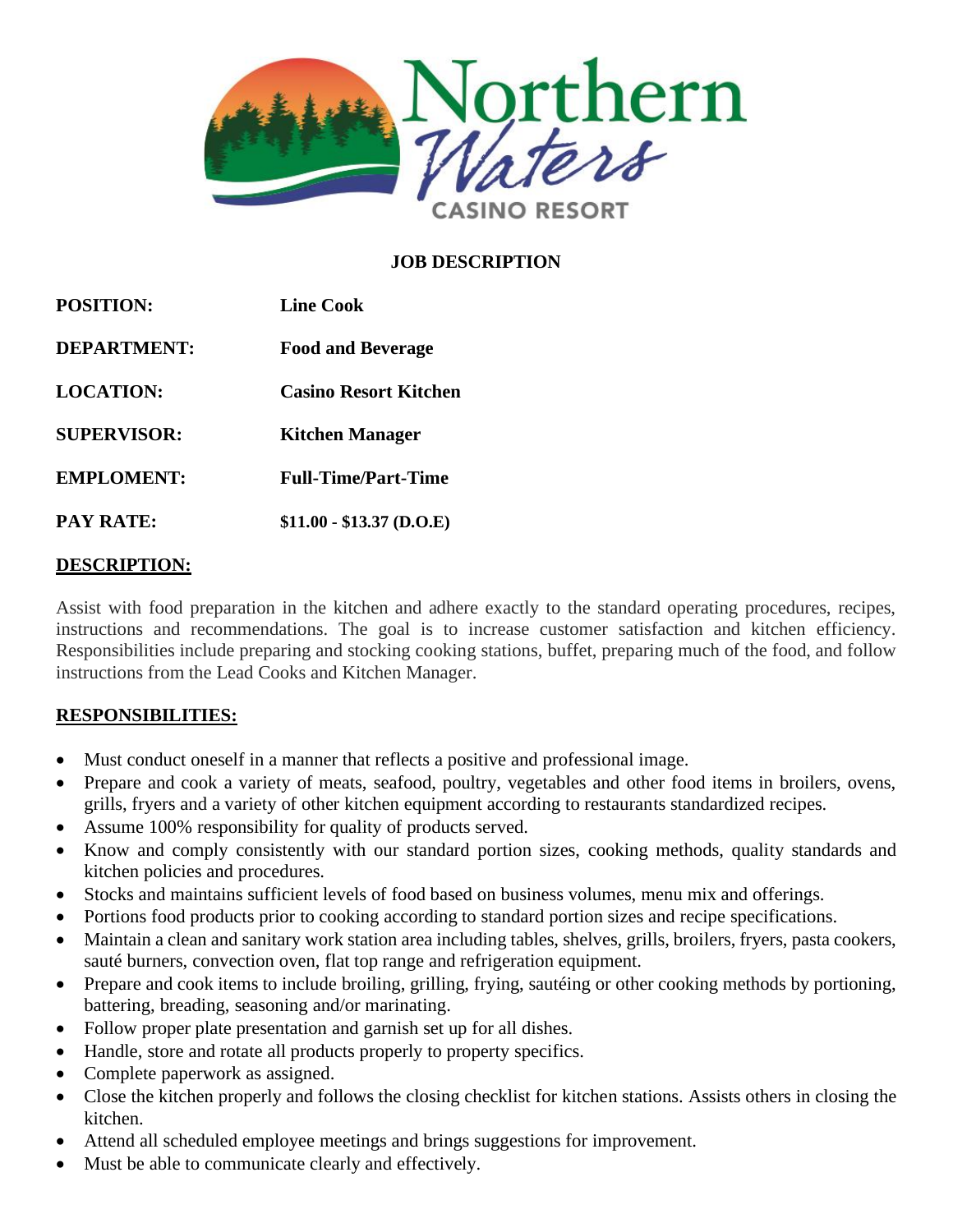Northern Waters

CASINO RESORT

## JOB DESCRIPTION

| | |
|---|---|
| **POSITION:** | **Line Cook** |
| **DEPARTMENT:** | **Food and Beverage** |
| **LOCATION:** | **Casino Resort Kitchen** |
| **SUPERVISOR:** | **Kitchen Manager** |
| **EMPLOMENT:** | **Full-Time/Part-Time** |
| **PAY RATE:** | **$11.00 - $13.37 (D.O.E)** |

### DESCRIPTION:

Assist with food preparation in the kitchen and adhere exactly to the standard operating procedures, recipes, instructions and recommendations. The goal is to increase customer satisfaction and kitchen efficiency. Responsibilities include preparing and stocking cooking stations, buffet, preparing much of the food, and follow instructions from the Lead Cooks and Kitchen Manager.

### RESPONSIBILITIES:

- Must conduct oneself in a manner that reflects a positive and professional image.
- Prepare and cook a variety of meats, seafood, poultry, vegetables and other food items in broilers, ovens, grills, fryers and a variety of other kitchen equipment according to restaurants standardized recipes.
- Assume 100% responsibility for quality of products served.
- Know and comply consistently with our standard portion sizes, cooking methods, quality standards and kitchen policies and procedures.
- Stocks and maintains sufficient levels of food based on business volumes, menu mix and offerings.
- Portions food products prior to cooking according to standard portion sizes and recipe specifications.
- Maintain a clean and sanitary work station area including tables, shelves, grills, broilers, fryers, pasta cookers, sauté burners, convection oven, flat top range and refrigeration equipment.
- Prepare and cook items to include broiling, grilling, frying, sautéing or other cooking methods by portioning, battering, breading, seasoning and/or marinating.
- Follow proper plate presentation and garnish set up for all dishes.
- Handle, store and rotate all products properly to property specifics.
- Complete paperwork as assigned.
- Close the kitchen properly and follows the closing checklist for kitchen stations. Assists others in closing the kitchen.
- Attend all scheduled employee meetings and brings suggestions for improvement.
- Must be able to communicate clearly and effectively.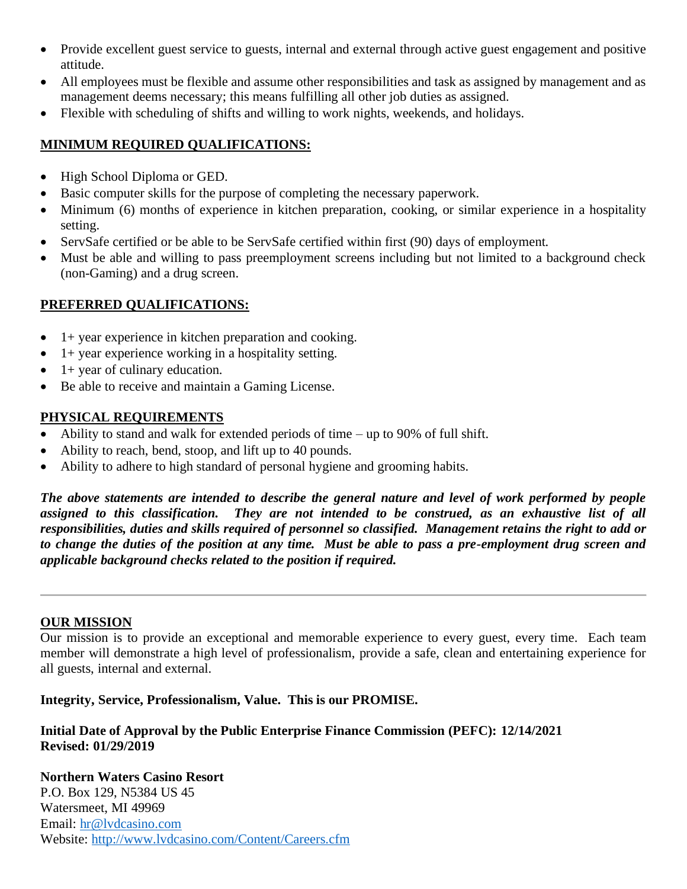- Provide excellent guest service to guests, internal and external through active guest engagement and positive attitude.
- All employees must be flexible and assume other responsibilities and task as assigned by management and as management deems necessary; this means fulfilling all other job duties as assigned.
- Flexible with scheduling of shifts and willing to work nights, weekends, and holidays.

## MINIMUM REQUIRED QUALIFICATIONS:

- High School Diploma or GED.
- Basic computer skills for the purpose of completing the necessary paperwork.
- Minimum (6) months of experience in kitchen preparation, cooking, or similar experience in a hospitality setting.
- ServSafe certified or be able to be ServSafe certified within first (90) days of employment.
- Must be able and willing to pass preemployment screens including but not limited to a background check (non-Gaming) and a drug screen.

## PREFERRED QUALIFICATIONS:

- 1+ year experience in kitchen preparation and cooking.
- 1+ year experience working in a hospitality setting.
- 1+ year of culinary education.
- Be able to receive and maintain a Gaming License.

## PHYSICAL REQUIREMENTS

- Ability to stand and walk for extended periods of time – up to 90% of full shift.
- Ability to reach, bend, stoop, and lift up to 40 pounds.
- Ability to adhere to high standard of personal hygiene and grooming habits.

***The above statements are intended to describe the general nature and level of work performed by people assigned to this classification. They are not intended to be construed, as an exhaustive list of all responsibilities, duties and skills required of personnel so classified. Management retains the right to add or to change the duties of the position at any time. Must be able to pass a pre-employment drug screen and applicable background checks related to the position if required.***

---

## OUR MISSION

Our mission is to provide an exceptional and memorable experience to every guest, every time. Each team member will demonstrate a high level of professionalism, provide a safe, clean and entertaining experience for all guests, internal and external.

**Integrity, Service, Professionalism, Value. This is our PROMISE.**

**Initial Date of Approval by the Public Enterprise Finance Commission (PEFC): 12/14/2021**
**Revised: 01/29/2019**

**Northern Waters Casino Resort**
P.O. Box 129, N5384 US 45
Watersmeet, MI 49969
Email: [hr@lvdcasino.com](mailto:hr@lvdcasino.com)
Website: [http://www.lvdcasino.com/Content/Careers.cfm](http://www.lvdcasino.com/Content/Careers.cfm)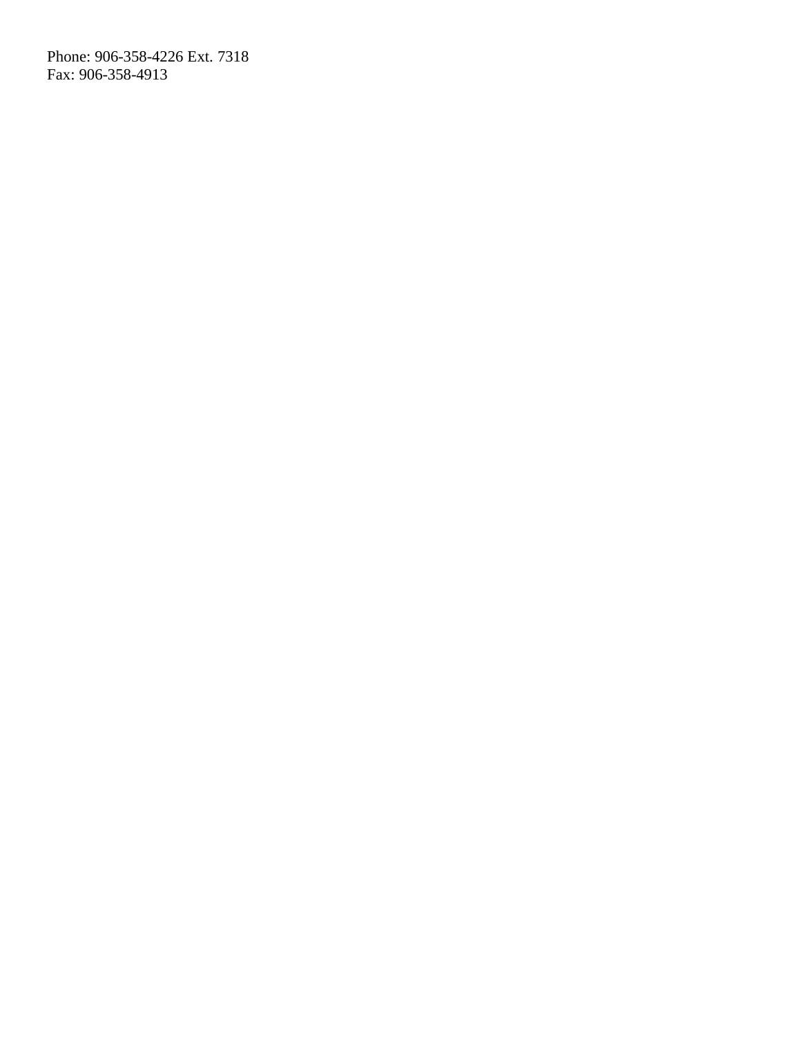Phone: 906-358-4226 Ext. 7318
Fax: 906-358-4913